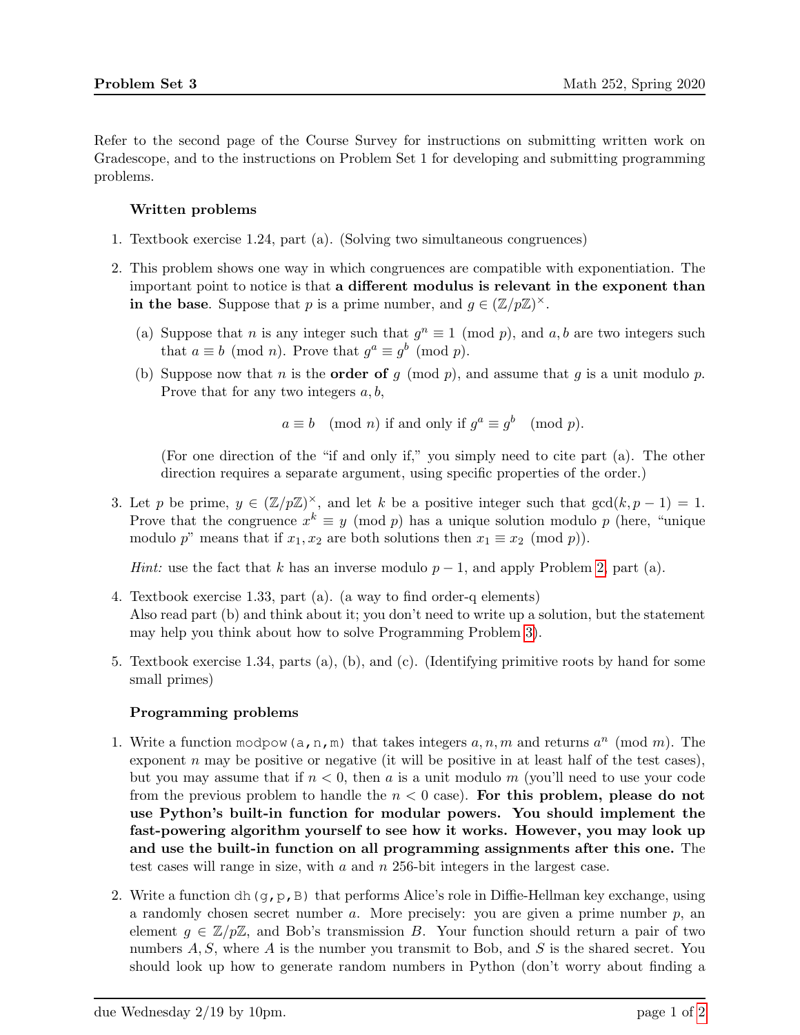Refer to the second page of the Course Survey for instructions on submitting written work on Gradescope, and to the instructions on Problem Set 1 for developing and submitting programming problems.

**Written problems**

1. Textbook exercise 1.24, part (a). (Solving two simultaneous congruences)

2. This problem shows one way in which congruences are compatible with exponentiation. The important point to notice is that **a different modulus is relevant in the exponent than in the base**. Suppose that $p$ is a prime number, and $g \in (\mathbb{Z}/p\mathbb{Z})^\times$.

   (a) Suppose that $n$ is any integer such that $g^n \equiv 1 \pmod{p}$, and $a, b$ are two integers such that $a \equiv b \pmod{n}$. Prove that $g^a \equiv g^b \pmod{p}$.

   (b) Suppose now that $n$ is the **order of** $g \pmod{p}$, and assume that $g$ is a unit modulo $p$. Prove that for any two integers $a, b$,

   $$a \equiv b \pmod{n} \text{ if and only if } g^a \equiv g^b \pmod{p}.$$

   (For one direction of the "if and only if," you simply need to cite part (a). The other direction requires a separate argument, using specific properties of the order.)

3. Let $p$ be prime, $y \in (\mathbb{Z}/p\mathbb{Z})^\times$, and let $k$ be a positive integer such that $\gcd(k, p-1) = 1$. Prove that the congruence $x^k \equiv y \pmod{p}$ has a unique solution modulo $p$ (here, "unique modulo $p$" means that if $x_1, x_2$ are both solutions then $x_1 \equiv x_2 \pmod{p}$).

   *Hint:* use the fact that $k$ has an inverse modulo $p-1$, and apply Problem 2, part (a).

4. Textbook exercise 1.33, part (a). (a way to find order-q elements)
   Also read part (b) and think about it; you don't need to write up a solution, but the statement may help you think about how to solve Programming Problem 3).

5. Textbook exercise 1.34, parts (a), (b), and (c). (Identifying primitive roots by hand for some small primes)

**Programming problems**

1. Write a function `modpow(a,n,m)` that takes integers $a, n, m$ and returns $a^n \pmod{m}$. The exponent $n$ may be positive or negative (it will be positive in at least half of the test cases), but you may assume that if $n < 0$, then $a$ is a unit modulo $m$ (you'll need to use your code from the previous problem to handle the $n < 0$ case). **For this problem, please do not use Python's built-in function for modular powers. You should implement the fast-powering algorithm yourself to see how it works. However, you may look up and use the built-in function on all programming assignments after this one.** The test cases will range in size, with $a$ and $n$ 256-bit integers in the largest case.

2. Write a function `dh(g,p,B)` that performs Alice's role in Diffie-Hellman key exchange, using a randomly chosen secret number $a$. More precisely: you are given a prime number $p$, an element $g \in \mathbb{Z}/p\mathbb{Z}$, and Bob's transmission $B$. Your function should return a pair of two numbers $A, S$, where $A$ is the number you transmit to Bob, and $S$ is the shared secret. You should look up how to generate random numbers in Python (don't worry about finding a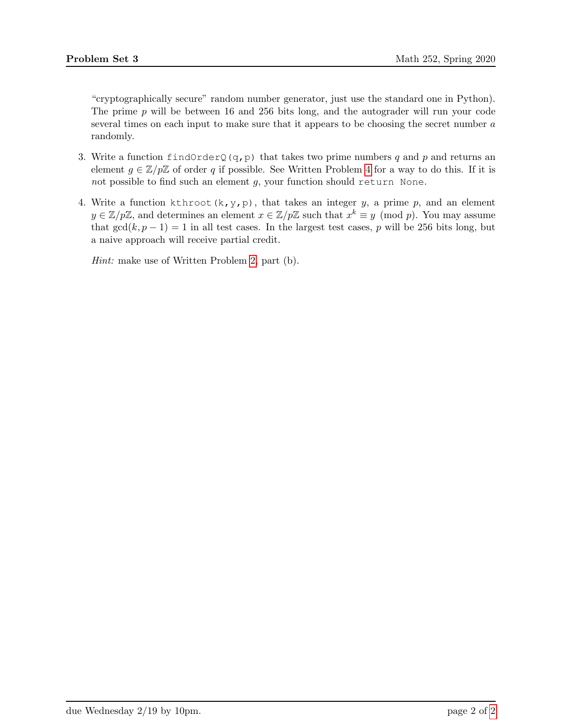"cryptographically secure" random number generator, just use the standard one in Python). The prime $p$ will be between 16 and 256 bits long, and the autograder will run your code several times on each input to make sure that it appears to be choosing the secret number $a$ randomly.

3. Write a function `findOrderQ(q,p)` that takes two prime numbers $q$ and $p$ and returns an element $g \in \mathbb{Z}/p\mathbb{Z}$ of order $q$ if possible. See Written Problem 4 for a way to do this. If it is *n*ot possible to find such an element $g$, your function should `return None`.

4. Write a function `kthroot(k,y,p)`, that takes an integer $y$, a prime $p$, and an element $y \in \mathbb{Z}/p\mathbb{Z}$, and determines an element $x \in \mathbb{Z}/p\mathbb{Z}$ such that $x^k \equiv y \pmod{p}$. You may assume that $\gcd(k, p-1) = 1$ in all test cases. In the largest test cases, $p$ will be 256 bits long, but a naive approach will receive partial credit.

   *Hint:* make use of Written Problem 2, part (b).